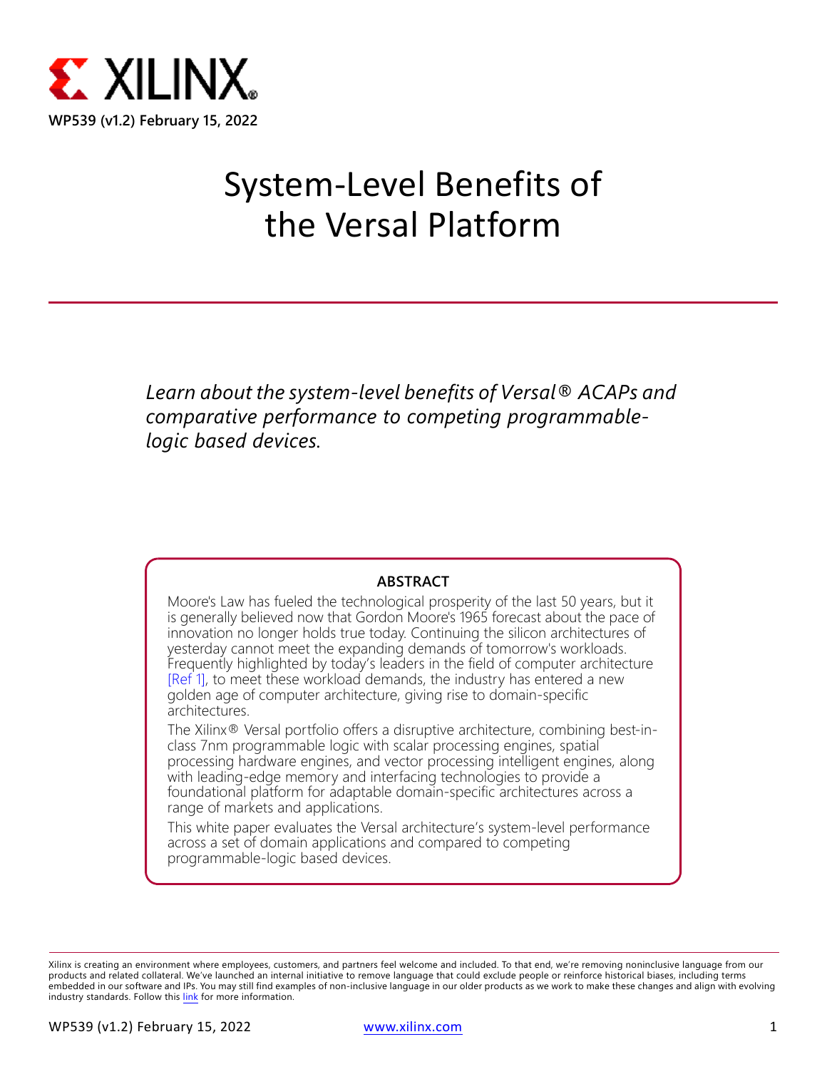WP539 (v1.2) February 15, 2022

# System-Level Benefits of the Versal Platform

*Learn about the system-level benefits of Versal® ACAPs and comparative performance to competing programmable-logic based devices.*

**ABSTRACT**

Moore's Law has fueled the technological prosperity of the last 50 years, but it is generally believed now that Gordon Moore's 1965 forecast about the pace of innovation no longer holds true today. Continuing the silicon architectures of yesterday cannot meet the expanding demands of tomorrow's workloads. Frequently highlighted by today's leaders in the field of computer architecture [Ref 1], to meet these workload demands, the industry has entered a new golden age of computer architecture, giving rise to domain-specific architectures.

The Xilinx® Versal portfolio offers a disruptive architecture, combining best-in-class 7nm programmable logic with scalar processing engines, spatial processing hardware engines, and vector processing intelligent engines, along with leading-edge memory and interfacing technologies to provide a foundational platform for adaptable domain-specific architectures across a range of markets and applications.

This white paper evaluates the Versal architecture's system-level performance across a set of domain applications and compared to competing programmable-logic based devices.

Xilinx is creating an environment where employees, customers, and partners feel welcome and included. To that end, we're removing noninclusive language from our products and related collateral. We've launched an internal initiative to remove language that could exclude people or reinforce historical biases, including terms embedded in our software and IPs. You may still find examples of non-inclusive language in our older products as we work to make these changes and align with evolving industry standards. Follow this link for more information.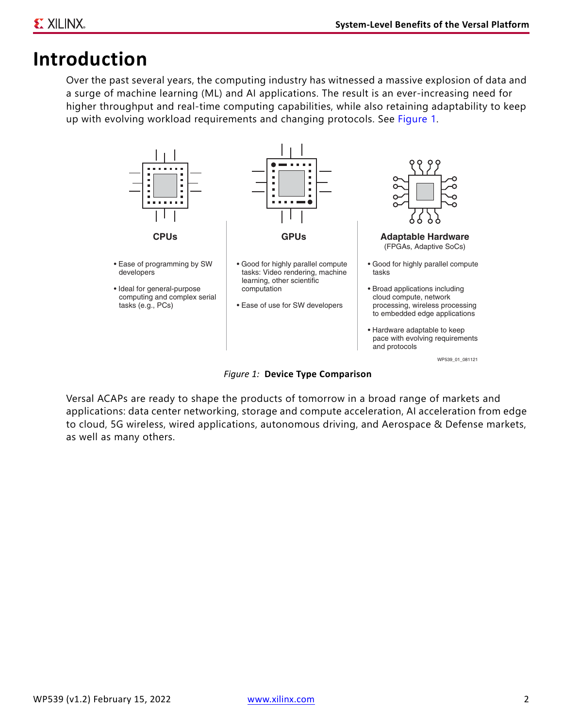# Introduction

Over the past several years, the computing industry has witnessed a massive explosion of data and a surge of machine learning (ML) and AI applications. The result is an ever-increasing need for higher throughput and real-time computing capabilities, while also retaining adaptability to keep up with evolving workload requirements and changing protocols. See Figure 1.

**CPUs**

- Ease of programming by SW developers
- Ideal for general-purpose computing and complex serial tasks (e.g., PCs)

**GPUs**

- Good for highly parallel compute tasks: Video rendering, machine learning, other scientific computation
- Ease of use for SW developers

**Adaptable Hardware**
(FPGAs, Adaptive SoCs)

- Good for highly parallel compute tasks
- Broad applications including cloud compute, network processing, wireless processing to embedded edge applications
- Hardware adaptable to keep pace with evolving requirements and protocols

WP539_01_081121

*Figure 1:* **Device Type Comparison**

Versal ACAPs are ready to shape the products of tomorrow in a broad range of markets and applications: data center networking, storage and compute acceleration, AI acceleration from edge to cloud, 5G wireless, wired applications, autonomous driving, and Aerospace & Defense markets, as well as many others.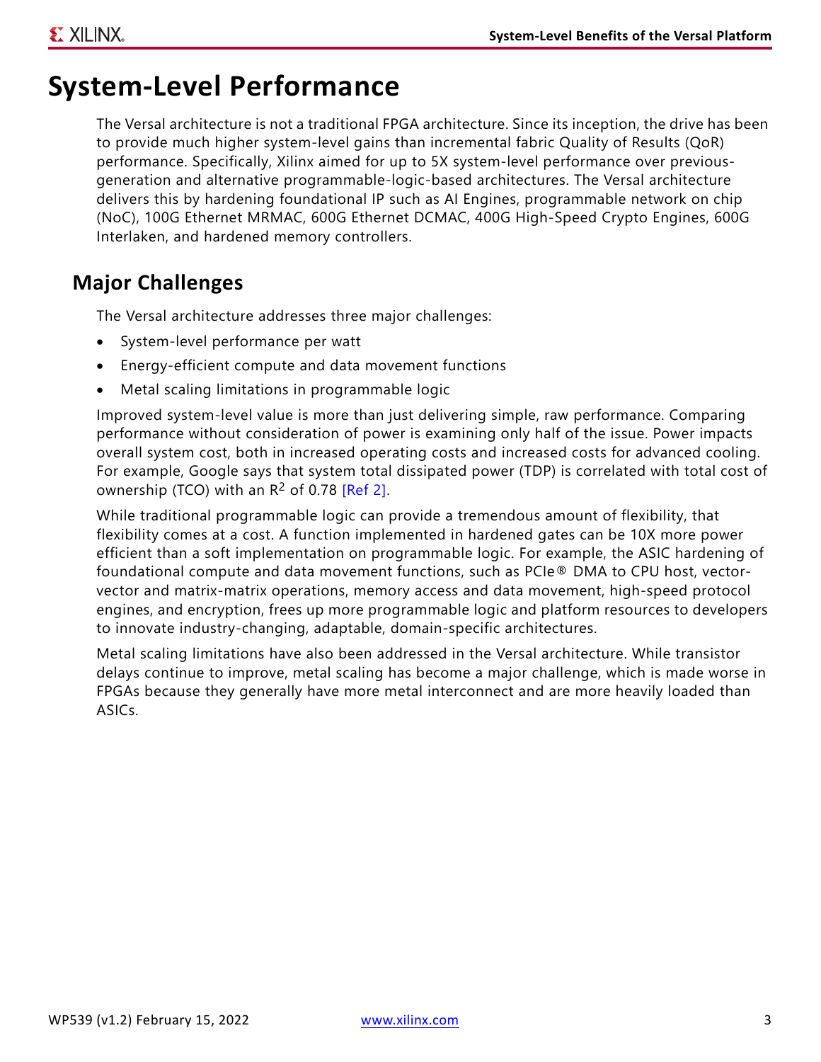# System-Level Performance

The Versal architecture is not a traditional FPGA architecture. Since its inception, the drive has been to provide much higher system-level gains than incremental fabric Quality of Results (QoR) performance. Specifically, Xilinx aimed for up to 5X system-level performance over previous-generation and alternative programmable-logic-based architectures. The Versal architecture delivers this by hardening foundational IP such as AI Engines, programmable network on chip (NoC), 100G Ethernet MRMAC, 600G Ethernet DCMAC, 400G High-Speed Crypto Engines, 600G Interlaken, and hardened memory controllers.

## Major Challenges

The Versal architecture addresses three major challenges:

- System-level performance per watt
- Energy-efficient compute and data movement functions
- Metal scaling limitations in programmable logic

Improved system-level value is more than just delivering simple, raw performance. Comparing performance without consideration of power is examining only half of the issue. Power impacts overall system cost, both in increased operating costs and increased costs for advanced cooling. For example, Google says that system total dissipated power (TDP) is correlated with total cost of ownership (TCO) with an $R^2$ of 0.78 [Ref 2].

While traditional programmable logic can provide a tremendous amount of flexibility, that flexibility comes at a cost. A function implemented in hardened gates can be 10X more power efficient than a soft implementation on programmable logic. For example, the ASIC hardening of foundational compute and data movement functions, such as PCIe® DMA to CPU host, vector-vector and matrix-matrix operations, memory access and data movement, high-speed protocol engines, and encryption, frees up more programmable logic and platform resources to developers to innovate industry-changing, adaptable, domain-specific architectures.

Metal scaling limitations have also been addressed in the Versal architecture. While transistor delays continue to improve, metal scaling has become a major challenge, which is made worse in FPGAs because they generally have more metal interconnect and are more heavily loaded than ASICs.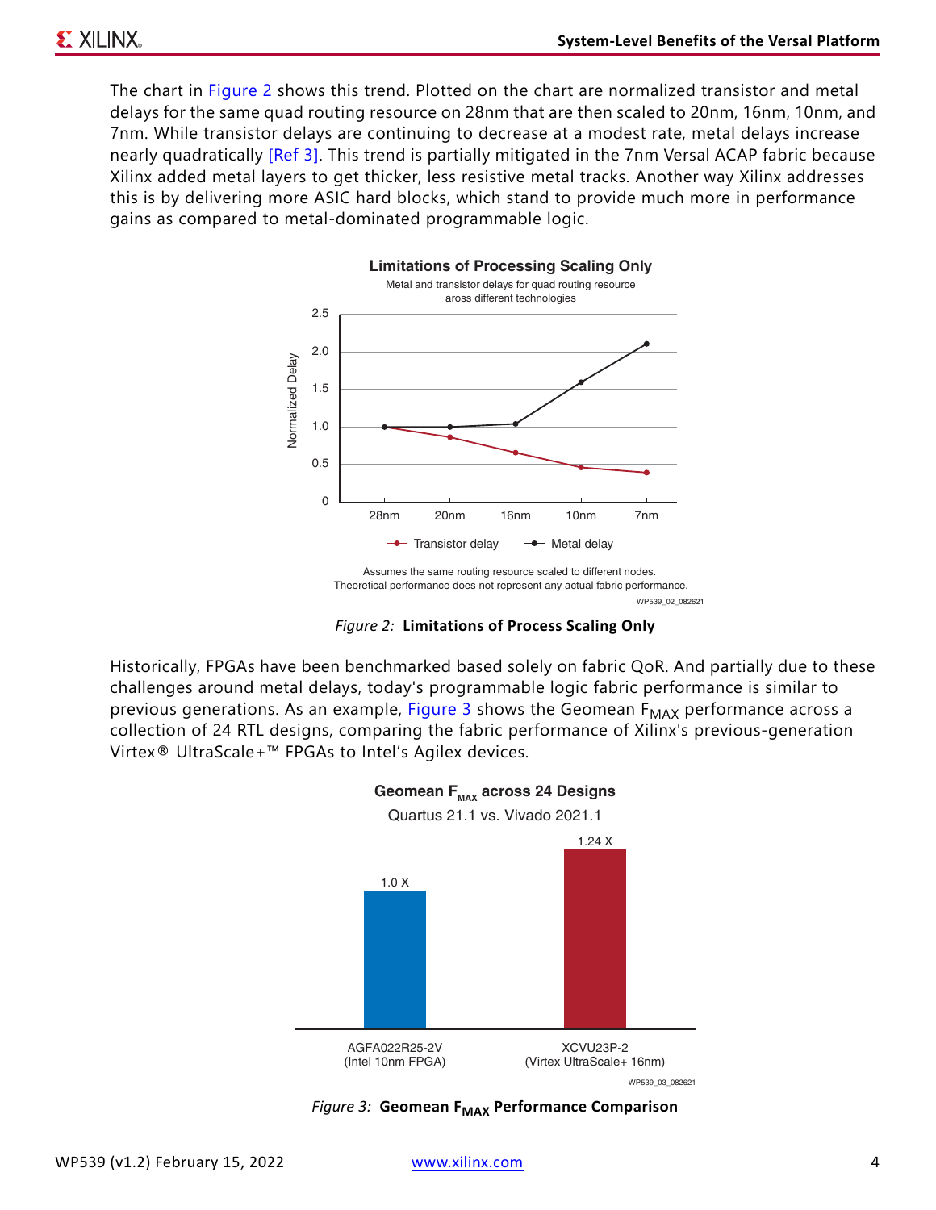The chart in Figure 2 shows this trend. Plotted on the chart are normalized transistor and metal delays for the same quad routing resource on 28nm that are then scaled to 20nm, 16nm, 10nm, and 7nm. While transistor delays are continuing to decrease at a modest rate, metal delays increase nearly quadratically [Ref 3]. This trend is partially mitigated in the 7nm Versal ACAP fabric because Xilinx added metal layers to get thicker, less resistive metal tracks. Another way Xilinx addresses this is by delivering more ASIC hard blocks, which stand to provide much more in performance gains as compared to metal-dominated programmable logic.

*Figure 2:* **Limitations of Process Scaling Only**

Historically, FPGAs have been benchmarked based solely on fabric QoR. And partially due to these challenges around metal delays, today's programmable logic fabric performance is similar to previous generations. As an example, Figure 3 shows the Geomean $F_{MAX}$ performance across a collection of 24 RTL designs, comparing the fabric performance of Xilinx's previous-generation Virtex® UltraScale+™ FPGAs to Intel's Agilex devices.

*Figure 3:* **Geomean $F_{MAX}$ Performance Comparison**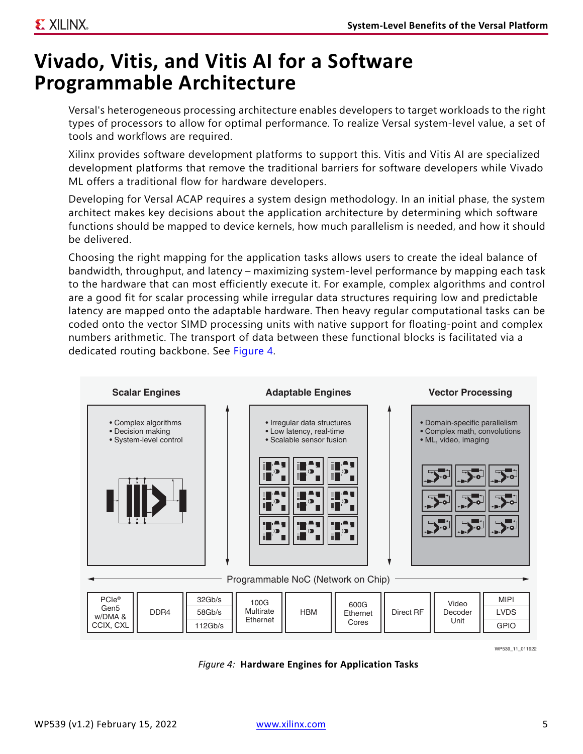# Vivado, Vitis, and Vitis AI for a Software Programmable Architecture

Versal's heterogeneous processing architecture enables developers to target workloads to the right types of processors to allow for optimal performance. To realize Versal system-level value, a set of tools and workflows are required.

Xilinx provides software development platforms to support this. Vitis and Vitis AI are specialized development platforms that remove the traditional barriers for software developers while Vivado ML offers a traditional flow for hardware developers.

Developing for Versal ACAP requires a system design methodology. In an initial phase, the system architect makes key decisions about the application architecture by determining which software functions should be mapped to device kernels, how much parallelism is needed, and how it should be delivered.

Choosing the right mapping for the application tasks allows users to create the ideal balance of bandwidth, throughput, and latency – maximizing system-level performance by mapping each task to the hardware that can most efficiently execute it. For example, complex algorithms and control are a good fit for scalar processing while irregular data structures requiring low and predictable latency are mapped onto the adaptable hardware. Then heavy regular computational tasks can be coded onto the vector SIMD processing units with native support for floating-point and complex numbers arithmetic. The transport of data between these functional blocks is facilitated via a dedicated routing backbone. See Figure 4.

**Scalar Engines**
- Complex algorithms
- Decision making
- System-level control

**Adaptable Engines**
- Irregular data structures
- Low latency, real-time
- Scalable sensor fusion

**Vector Processing**
- Domain-specific parallelism
- Complex math, convolutions
- ML, video, imaging

Programmable NoC (Network on Chip)

| PCIe® Gen5 w/DMA & CCIX, CXL | DDR4 | 32Gb/s 58Gb/s 112Gb/s | 100G Multirate Ethernet | HBM | 600G Ethernet Cores | Direct RF | Video Decoder Unit | MIPI LVDS GPIO |
|---|---|---|---|---|---|---|---|---|

WP539_11_011922

*Figure 4:* **Hardware Engines for Application Tasks**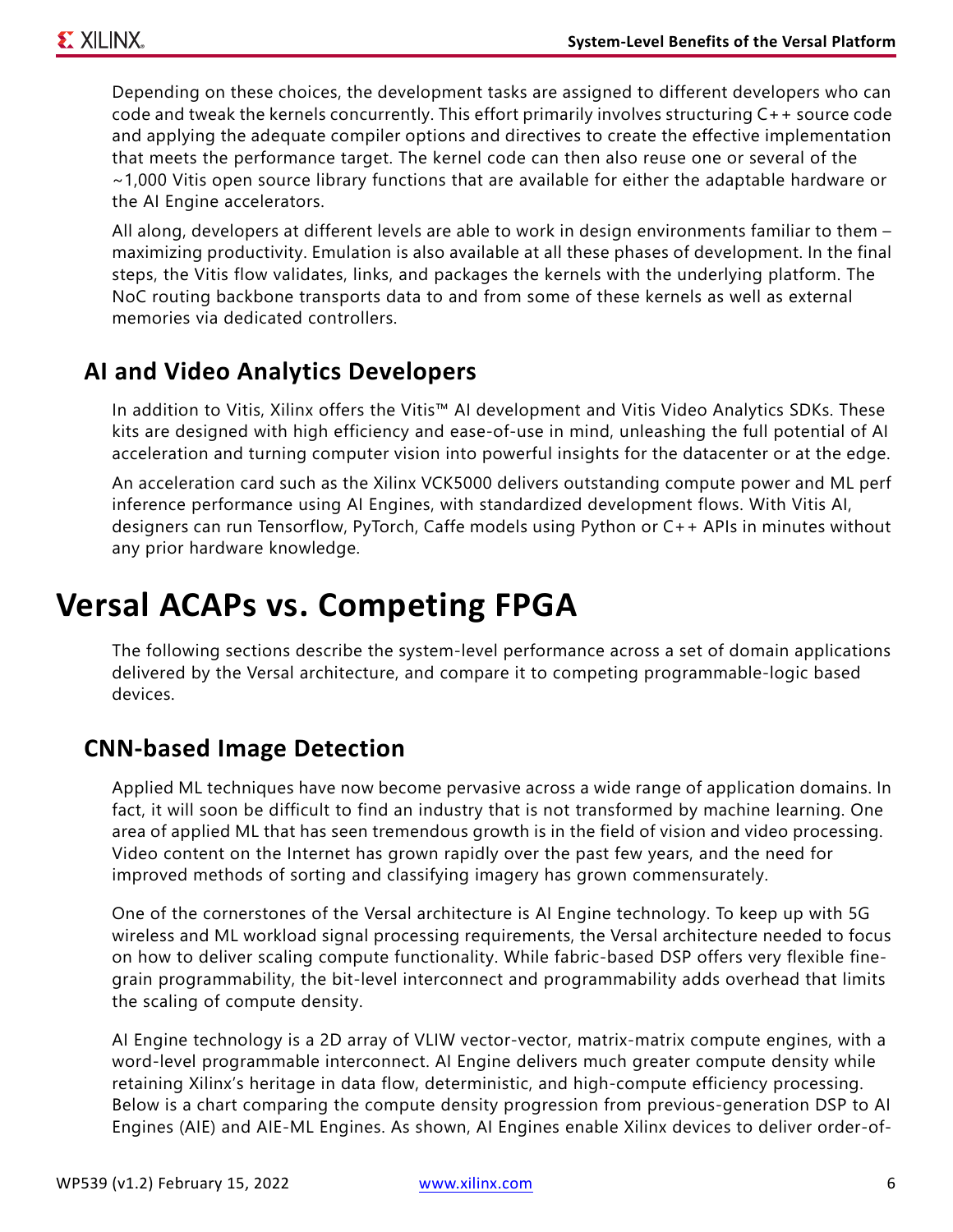Depending on these choices, the development tasks are assigned to different developers who can code and tweak the kernels concurrently. This effort primarily involves structuring C++ source code and applying the adequate compiler options and directives to create the effective implementation that meets the performance target. The kernel code can then also reuse one or several of the ~1,000 Vitis open source library functions that are available for either the adaptable hardware or the AI Engine accelerators.

All along, developers at different levels are able to work in design environments familiar to them – maximizing productivity. Emulation is also available at all these phases of development. In the final steps, the Vitis flow validates, links, and packages the kernels with the underlying platform. The NoC routing backbone transports data to and from some of these kernels as well as external memories via dedicated controllers.

### AI and Video Analytics Developers

In addition to Vitis, Xilinx offers the Vitis™ AI development and Vitis Video Analytics SDKs. These kits are designed with high efficiency and ease-of-use in mind, unleashing the full potential of AI acceleration and turning computer vision into powerful insights for the datacenter or at the edge.

An acceleration card such as the Xilinx VCK5000 delivers outstanding compute power and ML perf inference performance using AI Engines, with standardized development flows. With Vitis AI, designers can run Tensorflow, PyTorch, Caffe models using Python or C++ APIs in minutes without any prior hardware knowledge.

# Versal ACAPs vs. Competing FPGA

The following sections describe the system-level performance across a set of domain applications delivered by the Versal architecture, and compare it to competing programmable-logic based devices.

## CNN-based Image Detection

Applied ML techniques have now become pervasive across a wide range of application domains. In fact, it will soon be difficult to find an industry that is not transformed by machine learning. One area of applied ML that has seen tremendous growth is in the field of vision and video processing. Video content on the Internet has grown rapidly over the past few years, and the need for improved methods of sorting and classifying imagery has grown commensurately.

One of the cornerstones of the Versal architecture is AI Engine technology. To keep up with 5G wireless and ML workload signal processing requirements, the Versal architecture needed to focus on how to deliver scaling compute functionality. While fabric-based DSP offers very flexible fine-grain programmability, the bit-level interconnect and programmability adds overhead that limits the scaling of compute density.

AI Engine technology is a 2D array of VLIW vector-vector, matrix-matrix compute engines, with a word-level programmable interconnect. AI Engine delivers much greater compute density while retaining Xilinx's heritage in data flow, deterministic, and high-compute efficiency processing. Below is a chart comparing the compute density progression from previous-generation DSP to AI Engines (AIE) and AIE-ML Engines. As shown, AI Engines enable Xilinx devices to deliver order-of-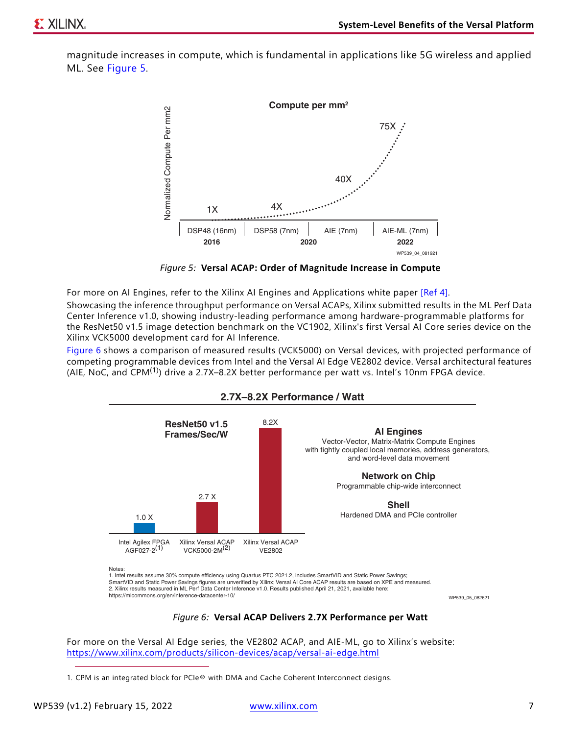magnitude increases in compute, which is fundamental in applications like 5G wireless and applied ML. See Figure 5.

*Figure 5:* **Versal ACAP: Order of Magnitude Increase in Compute**

For more on AI Engines, refer to the Xilinx AI Engines and Applications white paper [Ref 4].

Showcasing the inference throughput performance on Versal ACAPs, Xilinx submitted results in the ML Perf Data Center Inference v1.0, showing industry-leading performance among hardware-programmable platforms for the ResNet50 v1.5 image detection benchmark on the VC1902, Xilinx's first Versal AI Core series device on the Xilinx VCK5000 development card for AI Inference.

Figure 6 shows a comparison of measured results (VCK5000) on Versal devices, with projected performance of competing programmable devices from Intel and the Versal AI Edge VE2802 device. Versal architectural features (AIE, NoC, and CPM[1]) drive a 2.7X–8.2X better performance per watt vs. Intel's 10nm FPGA device.

*Figure 6:* **Versal ACAP Delivers 2.7X Performance per Watt**

For more on the Versal AI Edge series, the VE2802 ACAP, and AIE-ML, go to Xilinx's website: https://www.xilinx.com/products/silicon-devices/acap/versal-ai-edge.html

1. CPM is an integrated block for PCIe® with DMA and Cache Coherent Interconnect designs.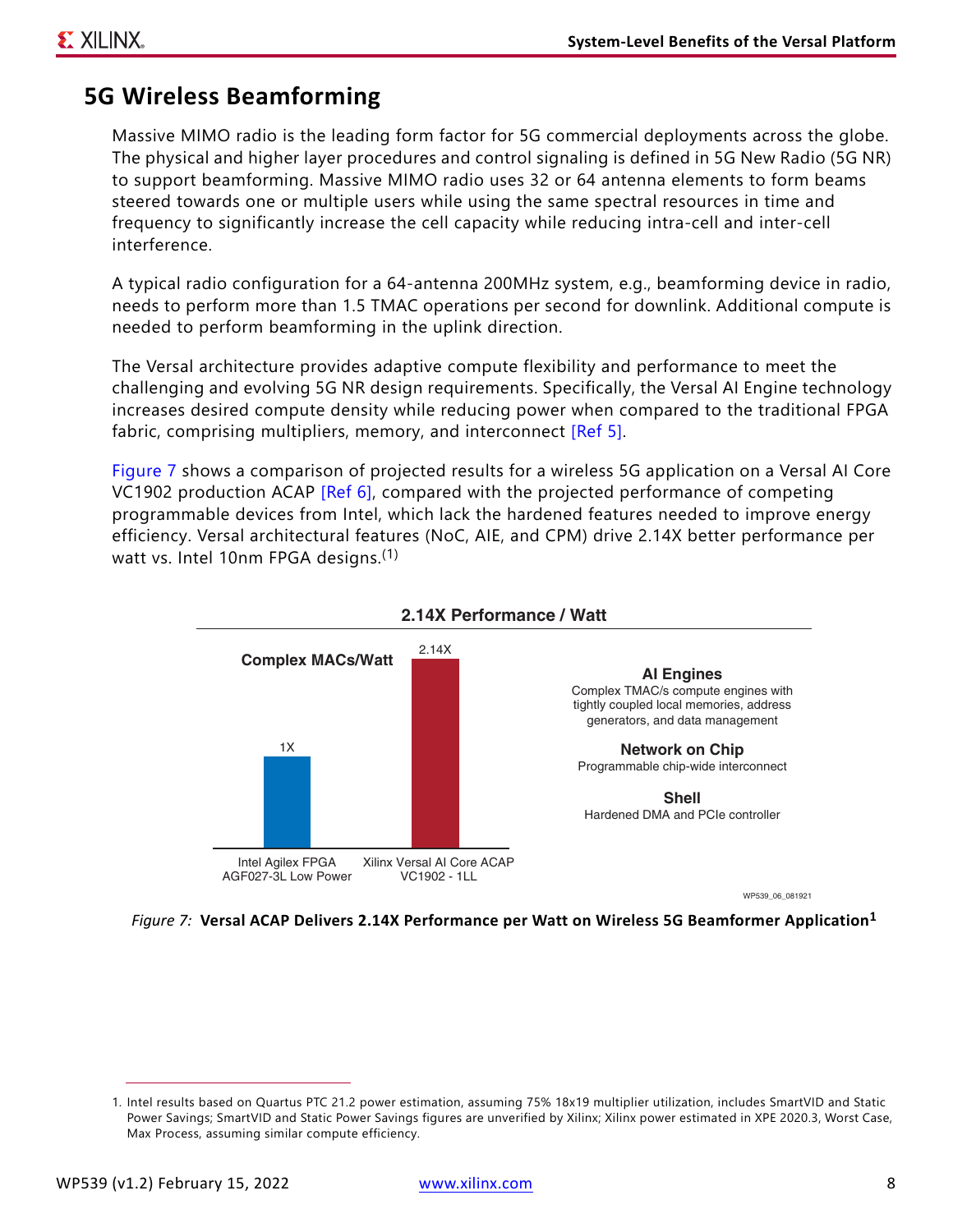## 5G Wireless Beamforming

Massive MIMO radio is the leading form factor for 5G commercial deployments across the globe. The physical and higher layer procedures and control signaling is defined in 5G New Radio (5G NR) to support beamforming. Massive MIMO radio uses 32 or 64 antenna elements to form beams steered towards one or multiple users while using the same spectral resources in time and frequency to significantly increase the cell capacity while reducing intra-cell and inter-cell interference.

A typical radio configuration for a 64-antenna 200MHz system, e.g., beamforming device in radio, needs to perform more than 1.5 TMAC operations per second for downlink. Additional compute is needed to perform beamforming in the uplink direction.

The Versal architecture provides adaptive compute flexibility and performance to meet the challenging and evolving 5G NR design requirements. Specifically, the Versal AI Engine technology increases desired compute density while reducing power when compared to the traditional FPGA fabric, comprising multipliers, memory, and interconnect [Ref 5].

Figure 7 shows a comparison of projected results for a wireless 5G application on a Versal AI Core VC1902 production ACAP [Ref 6], compared with the projected performance of competing programmable devices from Intel, which lack the hardened features needed to improve energy efficiency. Versal architectural features (NoC, AIE, and CPM) drive 2.14X better performance per watt vs. Intel 10nm FPGA designs.(1)

**2.14X Performance / Watt**

| Complex MACs/Watt | |
|---|---|
| Intel Agilex FPGA AGF027-3L Low Power | 1X |
| Xilinx Versal AI Core ACAP VC1902 - 1LL | 2.14X |

**AI Engines**
Complex TMAC/s compute engines with tightly coupled local memories, address generators, and data management

**Network on Chip**
Programmable chip-wide interconnect

**Shell**
Hardened DMA and PCIe controller

WP539_06_081921

*Figure 7:* **Versal ACAP Delivers 2.14X Performance per Watt on Wireless 5G Beamformer Application[1]**

1. Intel results based on Quartus PTC 21.2 power estimation, assuming 75% 18x19 multiplier utilization, includes SmartVID and Static Power Savings; SmartVID and Static Power Savings figures are unverified by Xilinx; Xilinx power estimated in XPE 2020.3, Worst Case, Max Process, assuming similar compute efficiency.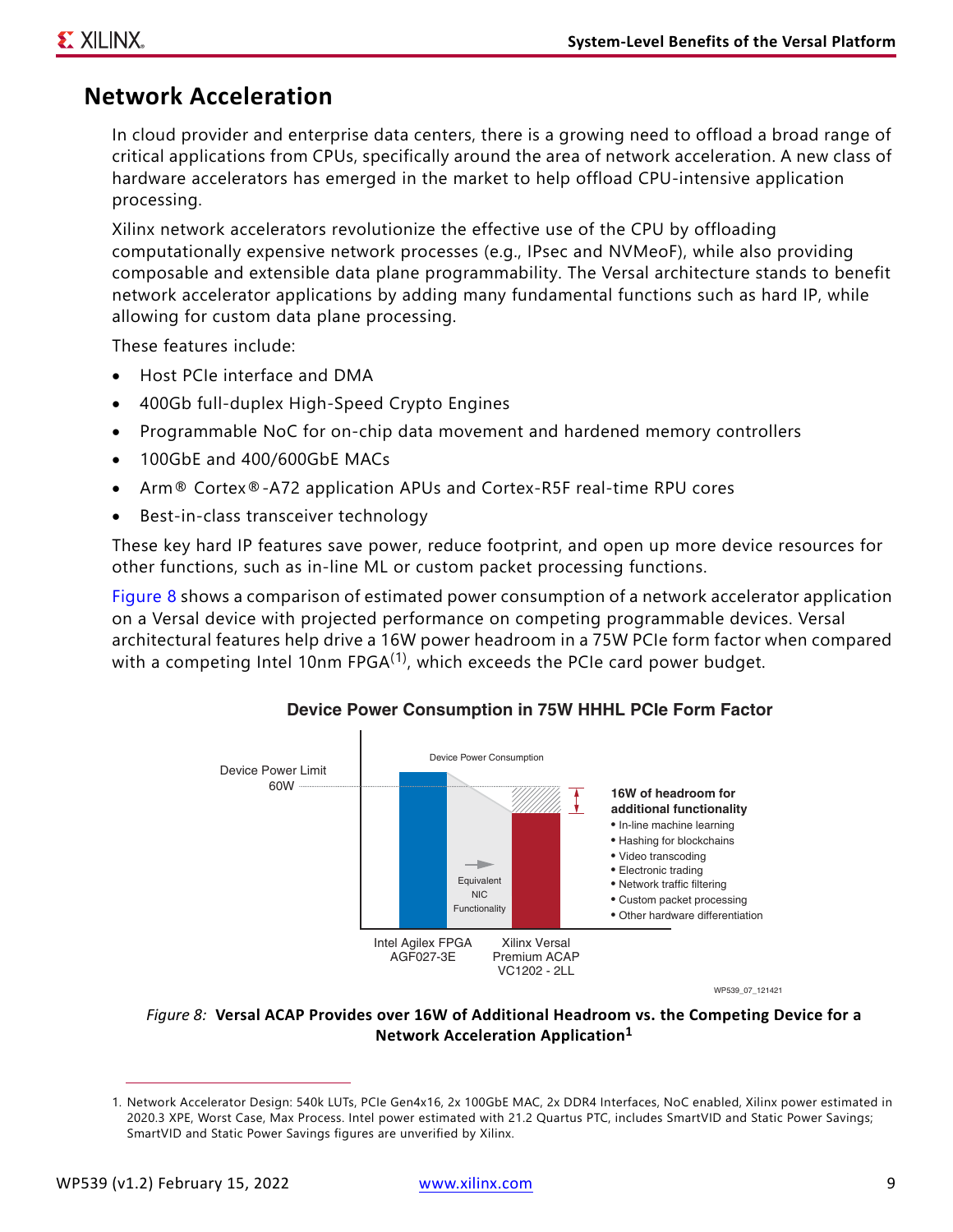## Network Acceleration

In cloud provider and enterprise data centers, there is a growing need to offload a broad range of critical applications from CPUs, specifically around the area of network acceleration. A new class of hardware accelerators has emerged in the market to help offload CPU-intensive application processing.

Xilinx network accelerators revolutionize the effective use of the CPU by offloading computationally expensive network processes (e.g., IPsec and NVMeoF), while also providing composable and extensible data plane programmability. The Versal architecture stands to benefit network accelerator applications by adding many fundamental functions such as hard IP, while allowing for custom data plane processing.

These features include:

- Host PCIe interface and DMA
- 400Gb full-duplex High-Speed Crypto Engines
- Programmable NoC for on-chip data movement and hardened memory controllers
- 100GbE and 400/600GbE MACs
- Arm® Cortex®-A72 application APUs and Cortex-R5F real-time RPU cores
- Best-in-class transceiver technology

These key hard IP features save power, reduce footprint, and open up more device resources for other functions, such as in-line ML or custom packet processing functions.

Figure 8 shows a comparison of estimated power consumption of a network accelerator application on a Versal device with projected performance on competing programmable devices. Versal architectural features help drive a 16W power headroom in a 75W PCIe form factor when compared with a competing Intel 10nm FPGA[1], which exceeds the PCIe card power budget.

**Device Power Consumption in 75W HHHL PCIe Form Factor**

Device Power Limit 60W

Device Power Consumption

Equivalent NIC Functionality

Intel Agilex FPGA AGF027-3E

Xilinx Versal Premium ACAP VC1202 - 2LL

**16W of headroom for additional functionality**
- In-line machine learning
- Hashing for blockchains
- Video transcoding
- Electronic trading
- Network traffic filtering
- Custom packet processing
- Other hardware differentiation

WP539_07_121421

*Figure 8:* **Versal ACAP Provides over 16W of Additional Headroom vs. the Competing Device for a Network Acceleration Application[1]**

1. Network Accelerator Design: 540k LUTs, PCIe Gen4x16, 2x 100GbE MAC, 2x DDR4 Interfaces, NoC enabled, Xilinx power estimated in 2020.3 XPE, Worst Case, Max Process. Intel power estimated with 21.2 Quartus PTC, includes SmartVID and Static Power Savings; SmartVID and Static Power Savings figures are unverified by Xilinx.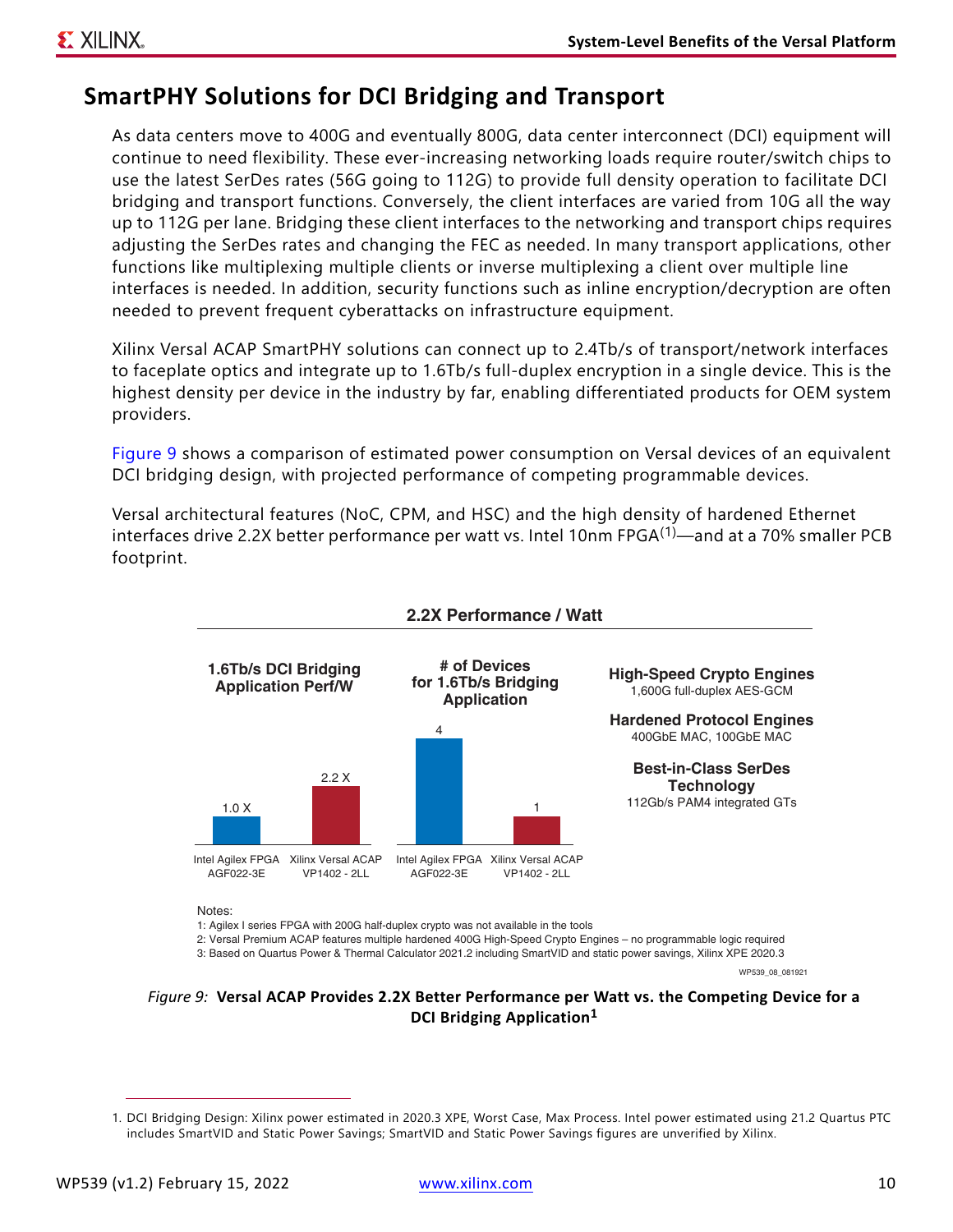## SmartPHY Solutions for DCI Bridging and Transport

As data centers move to 400G and eventually 800G, data center interconnect (DCI) equipment will continue to need flexibility. These ever-increasing networking loads require router/switch chips to use the latest SerDes rates (56G going to 112G) to provide full density operation to facilitate DCI bridging and transport functions. Conversely, the client interfaces are varied from 10G all the way up to 112G per lane. Bridging these client interfaces to the networking and transport chips requires adjusting the SerDes rates and changing the FEC as needed. In many transport applications, other functions like multiplexing multiple clients or inverse multiplexing a client over multiple line interfaces is needed. In addition, security functions such as inline encryption/decryption are often needed to prevent frequent cyberattacks on infrastructure equipment.

Xilinx Versal ACAP SmartPHY solutions can connect up to 2.4Tb/s of transport/network interfaces to faceplate optics and integrate up to 1.6Tb/s full-duplex encryption in a single device. This is the highest density per device in the industry by far, enabling differentiated products for OEM system providers.

Figure 9 shows a comparison of estimated power consumption on Versal devices of an equivalent DCI bridging design, with projected performance of competing programmable devices.

Versal architectural features (NoC, CPM, and HSC) and the high density of hardened Ethernet interfaces drive 2.2X better performance per watt vs. Intel 10nm FPGA(1)—and at a 70% smaller PCB footprint.

**2.2X Performance / Watt**

| | 1.6Tb/s DCI Bridging Application Perf/W | # of Devices for 1.6Tb/s Bridging Application |
|---|---|---|
| Intel Agilex FPGA AGF022-3E | 1.0 X | 4 |
| Xilinx Versal ACAP VP1402 - 2LL | 2.2 X | 1 |

**High-Speed Crypto Engines**
1,600G full-duplex AES-GCM

**Hardened Protocol Engines**
400GbE MAC, 100GbE MAC

**Best-in-Class SerDes Technology**
112Gb/s PAM4 integrated GTs

Notes:
1: Agilex I series FPGA with 200G half-duplex crypto was not available in the tools
2: Versal Premium ACAP features multiple hardened 400G High-Speed Crypto Engines – no programmable logic required
3: Based on Quartus Power & Thermal Calculator 2021.2 including SmartVID and static power savings, Xilinx XPE 2020.3

WP539_08_081921

*Figure 9:* **Versal ACAP Provides 2.2X Better Performance per Watt vs. the Competing Device for a DCI Bridging Application[1]**

1. DCI Bridging Design: Xilinx power estimated in 2020.3 XPE, Worst Case, Max Process. Intel power estimated using 21.2 Quartus PTC includes SmartVID and Static Power Savings; SmartVID and Static Power Savings figures are unverified by Xilinx.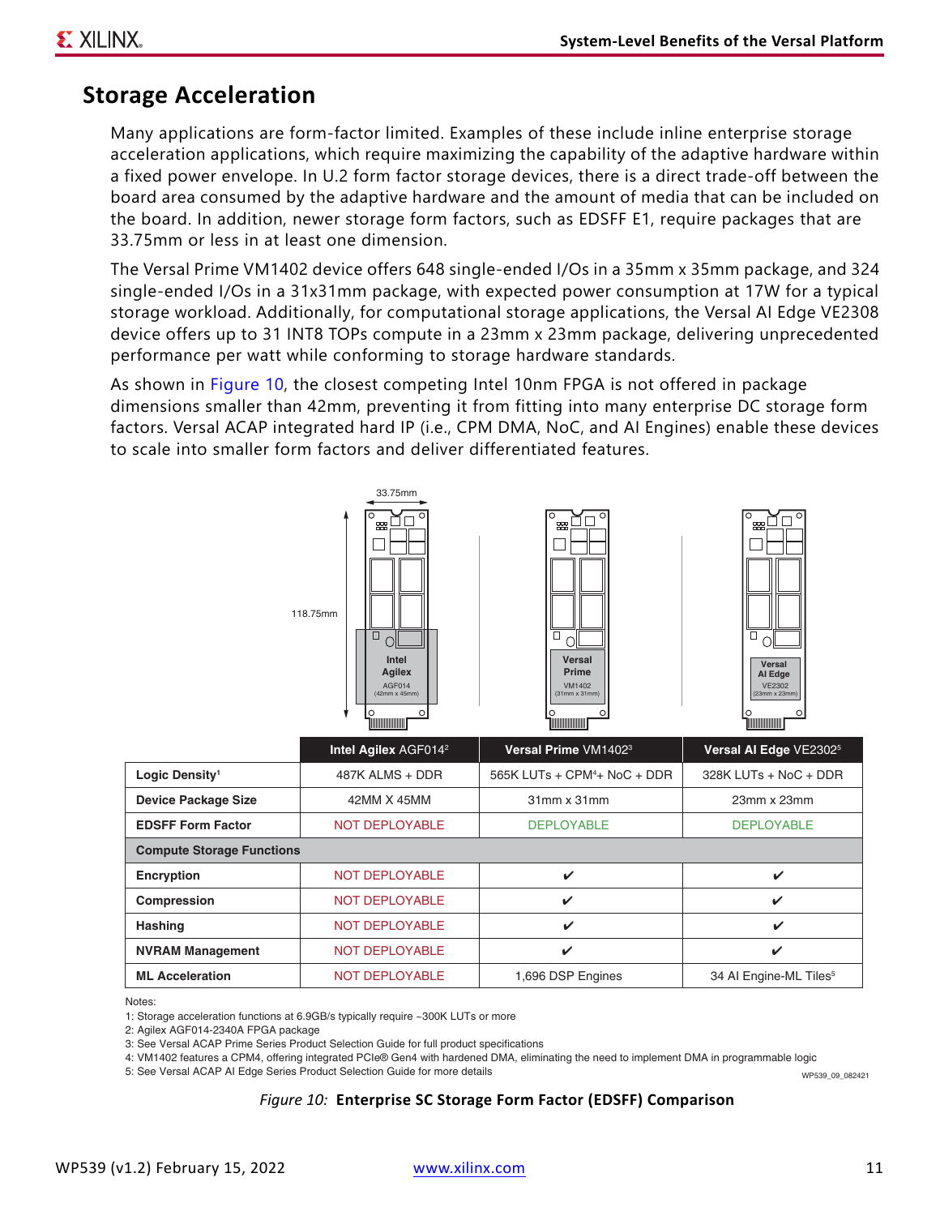## Storage Acceleration

Many applications are form-factor limited. Examples of these include inline enterprise storage acceleration applications, which require maximizing the capability of the adaptive hardware within a fixed power envelope. In U.2 form factor storage devices, there is a direct trade-off between the board area consumed by the adaptive hardware and the amount of media that can be included on the board. In addition, newer storage form factors, such as EDSFF E1, require packages that are 33.75mm or less in at least one dimension.

The Versal Prime VM1402 device offers 648 single-ended I/Os in a 35mm x 35mm package, and 324 single-ended I/Os in a 31x31mm package, with expected power consumption at 17W for a typical storage workload. Additionally, for computational storage applications, the Versal AI Edge VE2308 device offers up to 31 INT8 TOPs compute in a 23mm x 23mm package, delivering unprecedented performance per watt while conforming to storage hardware standards.

As shown in Figure 10, the closest competing Intel 10nm FPGA is not offered in package dimensions smaller than 42mm, preventing it from fitting into many enterprise DC storage form factors. Versal ACAP integrated hard IP (i.e., CPM DMA, NoC, and AI Engines) enable these devices to scale into smaller form factors and deliver differentiated features.

33.75mm

118.75mm

Intel Agilex AGF014 (42mm x 45mm)

Versal Prime VM1402 (31mm x 31mm)

Versal AI Edge VE2302 (23mm x 23mm)

| | Intel Agilex AGF014[2] | Versal Prime VM1402[3] | Versal AI Edge VE2302[5] |
|---|---|---|---|
| **Logic Density[1]** | 487K ALMS + DDR | 565K LUTs + CPM[4]+ NoC + DDR | 328K LUTs + NoC + DDR |
| **Device Package Size** | 42MM X 45MM | 31mm x 31mm | 23mm x 23mm |
| **EDSFF Form Factor** | NOT DEPLOYABLE | DEPLOYABLE | DEPLOYABLE |
| **Compute Storage Functions** | | | |
| **Encryption** | NOT DEPLOYABLE | ✔ | ✔ |
| **Compression** | NOT DEPLOYABLE | ✔ | ✔ |
| **Hashing** | NOT DEPLOYABLE | ✔ | ✔ |
| **NVRAM Management** | NOT DEPLOYABLE | ✔ | ✔ |
| **ML Acceleration** | NOT DEPLOYABLE | 1,696 DSP Engines | 34 AI Engine-ML Tiles[5] |

Notes:

1: Storage acceleration functions at 6.9GB/s typically require ~300K LUTs or more

2: Agilex AGF014-2340A FPGA package

3: See Versal ACAP Prime Series Product Selection Guide for full product specifications

4: VM1402 features a CPM4, offering integrated PCIe® Gen4 with hardened DMA, eliminating the need to implement DMA in programmable logic

5: See Versal ACAP AI Edge Series Product Selection Guide for more details

WP539_09_082421

*Figure 10:* **Enterprise SC Storage Form Factor (EDSFF) Comparison**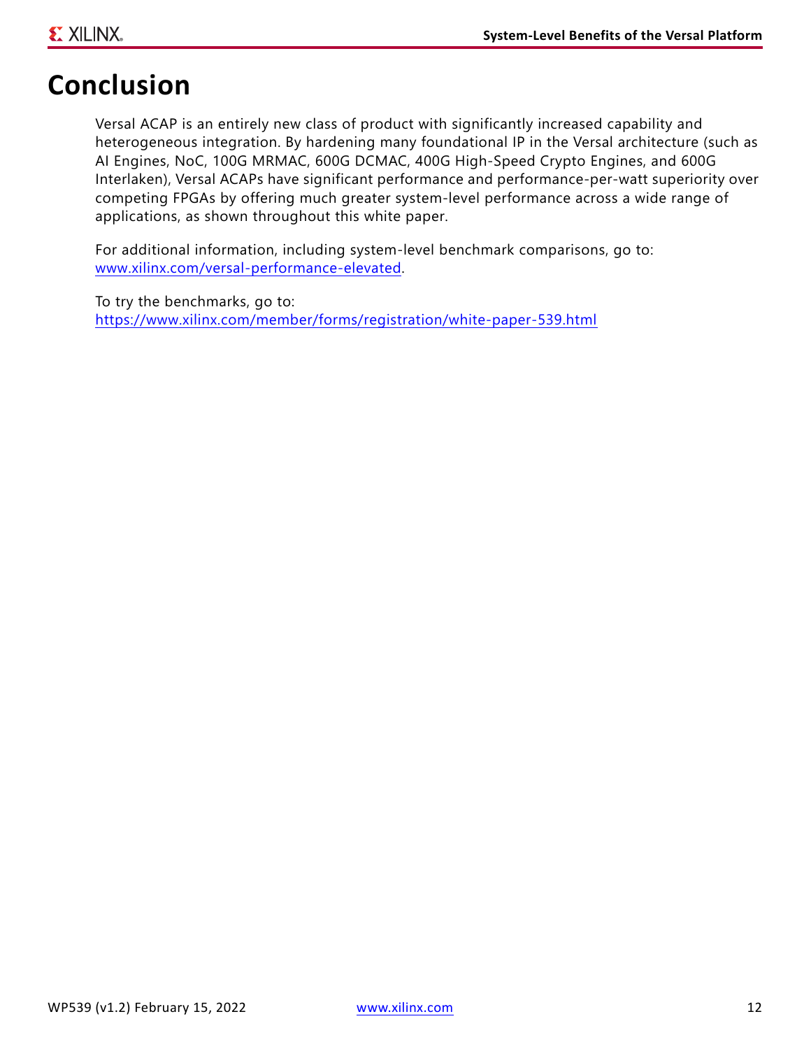# Conclusion

Versal ACAP is an entirely new class of product with significantly increased capability and heterogeneous integration. By hardening many foundational IP in the Versal architecture (such as AI Engines, NoC, 100G MRMAC, 600G DCMAC, 400G High-Speed Crypto Engines, and 600G Interlaken), Versal ACAPs have significant performance and performance-per-watt superiority over competing FPGAs by offering much greater system-level performance across a wide range of applications, as shown throughout this white paper.

For additional information, including system-level benchmark comparisons, go to: [www.xilinx.com/versal-performance-elevated](www.xilinx.com/versal-performance-elevated).

To try the benchmarks, go to:
[https://www.xilinx.com/member/forms/registration/white-paper-539.html](https://www.xilinx.com/member/forms/registration/white-paper-539.html)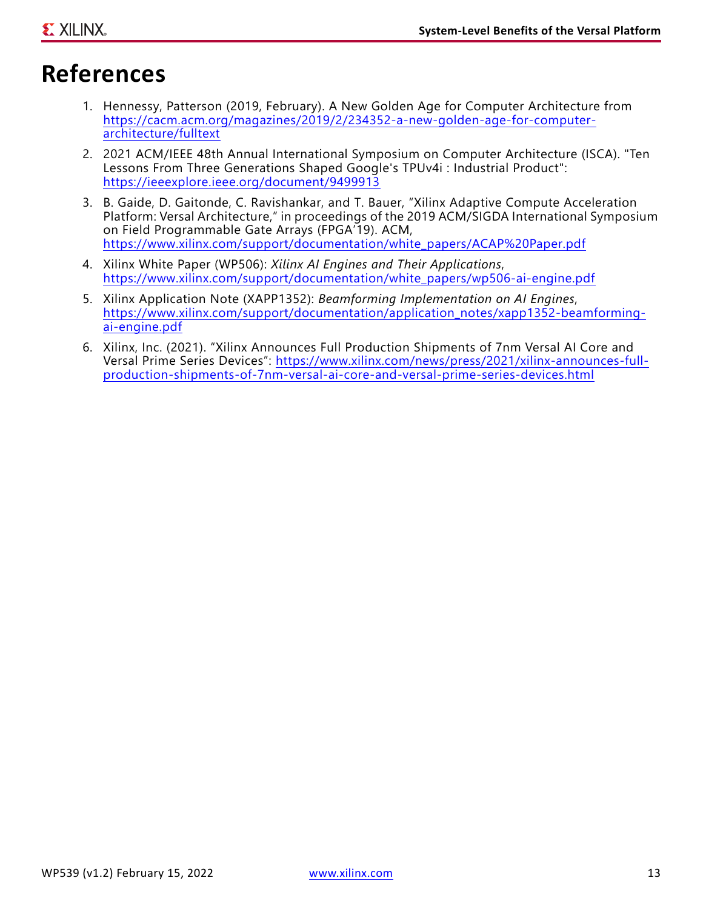# References

1. Hennessy, Patterson (2019, February). A New Golden Age for Computer Architecture from https://cacm.acm.org/magazines/2019/2/234352-a-new-golden-age-for-computer-architecture/fulltext
2. 2021 ACM/IEEE 48th Annual International Symposium on Computer Architecture (ISCA). "Ten Lessons From Three Generations Shaped Google's TPUv4i : Industrial Product": https://ieeexplore.ieee.org/document/9499913
3. B. Gaide, D. Gaitonde, C. Ravishankar, and T. Bauer, "Xilinx Adaptive Compute Acceleration Platform: Versal Architecture," in proceedings of the 2019 ACM/SIGDA International Symposium on Field Programmable Gate Arrays (FPGA'19). ACM, https://www.xilinx.com/support/documentation/white_papers/ACAP%20Paper.pdf
4. Xilinx White Paper (WP506): *Xilinx AI Engines and Their Applications*, https://www.xilinx.com/support/documentation/white_papers/wp506-ai-engine.pdf
5. Xilinx Application Note (XAPP1352): *Beamforming Implementation on AI Engines*, https://www.xilinx.com/support/documentation/application_notes/xapp1352-beamforming-ai-engine.pdf
6. Xilinx, Inc. (2021). "Xilinx Announces Full Production Shipments of 7nm Versal AI Core and Versal Prime Series Devices": https://www.xilinx.com/news/press/2021/xilinx-announces-full-production-shipments-of-7nm-versal-ai-core-and-versal-prime-series-devices.html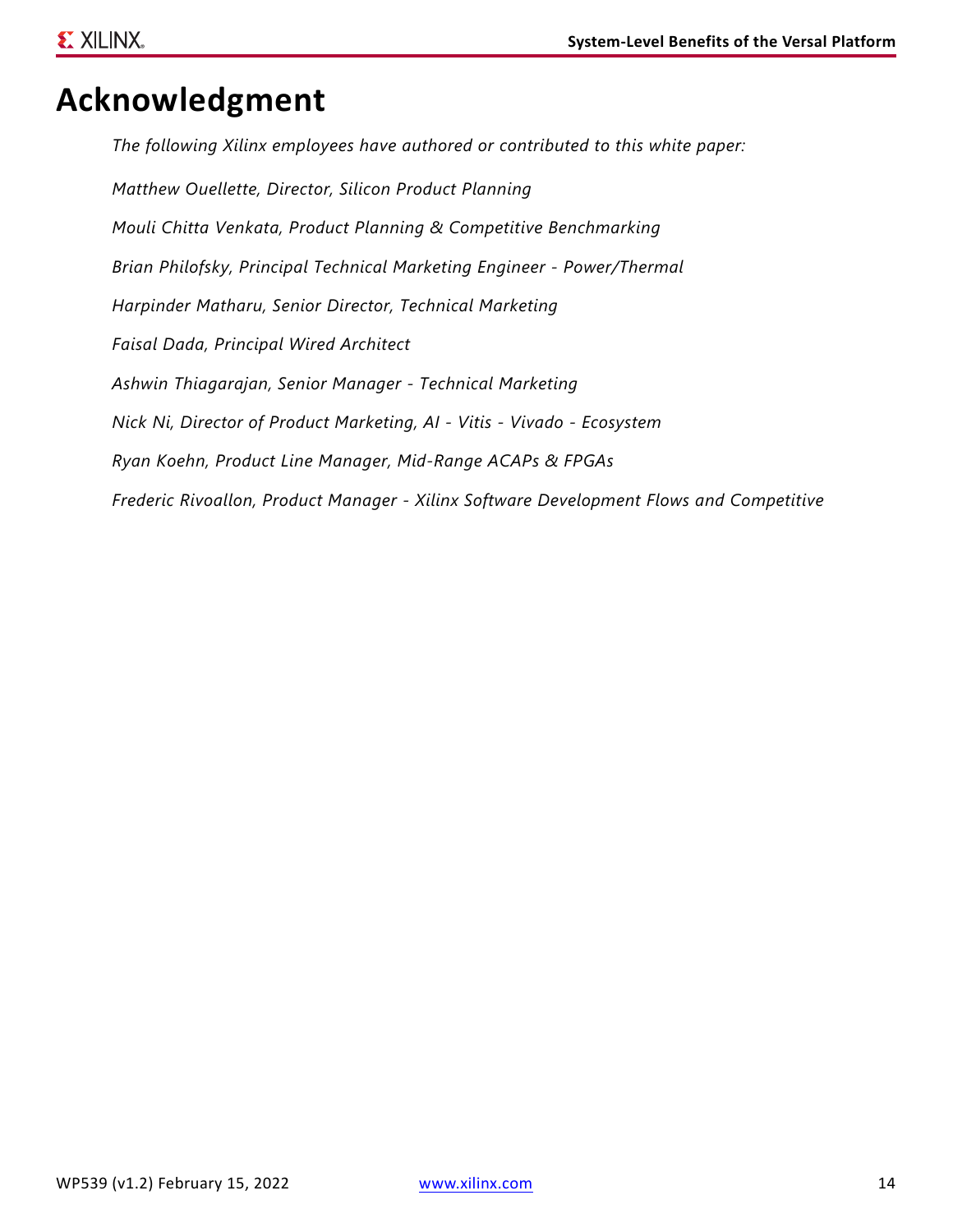# Acknowledgment

*The following Xilinx employees have authored or contributed to this white paper:*

*Matthew Ouellette, Director, Silicon Product Planning*

*Mouli Chitta Venkata, Product Planning & Competitive Benchmarking*

*Brian Philofsky, Principal Technical Marketing Engineer - Power/Thermal*

*Harpinder Matharu, Senior Director, Technical Marketing*

*Faisal Dada, Principal Wired Architect*

*Ashwin Thiagarajan, Senior Manager - Technical Marketing*

*Nick Ni, Director of Product Marketing, AI - Vitis - Vivado - Ecosystem*

*Ryan Koehn, Product Line Manager, Mid-Range ACAPs & FPGAs*

*Frederic Rivoallon, Product Manager - Xilinx Software Development Flows and Competitive*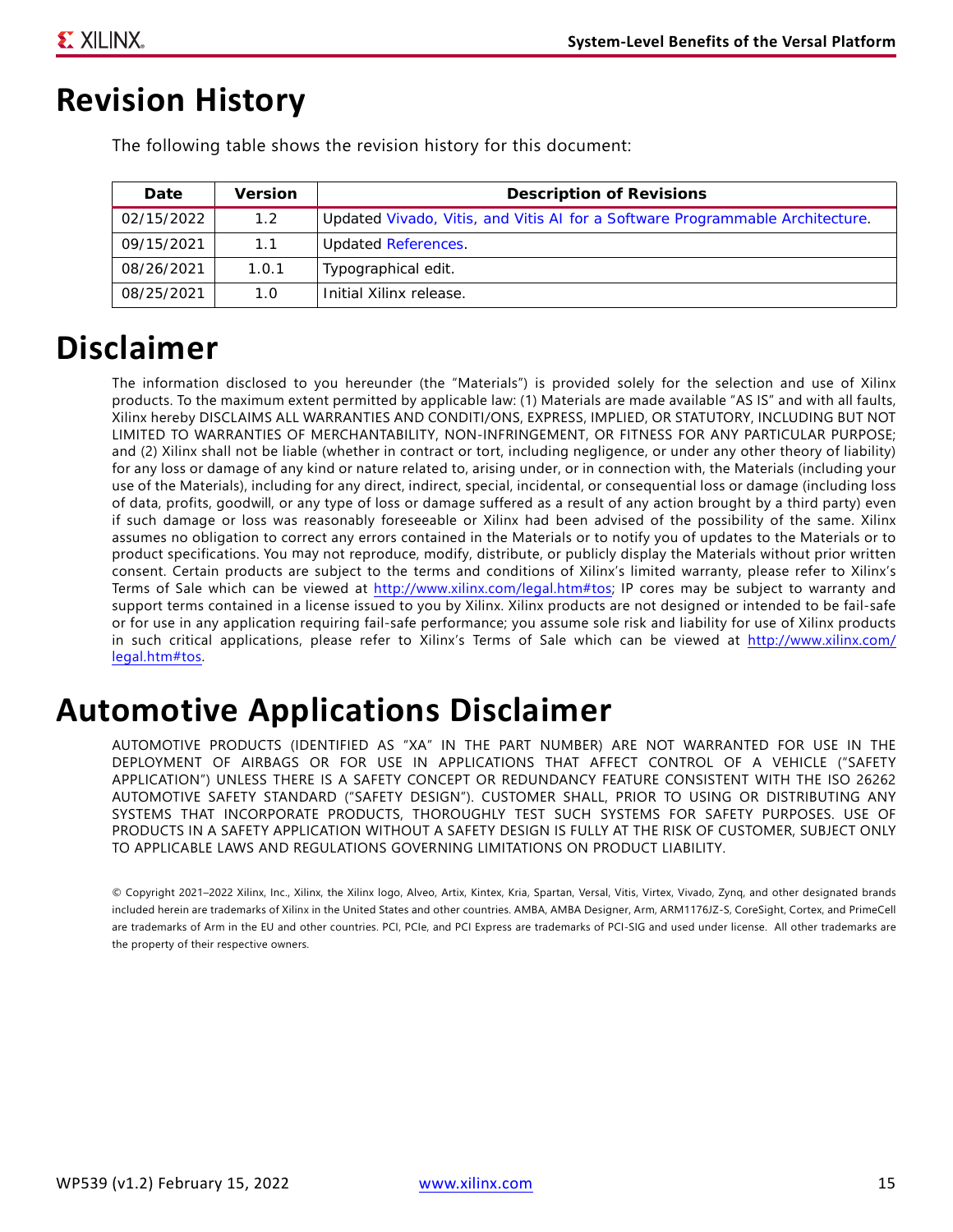# Revision History

The following table shows the revision history for this document:

| Date | Version | Description of Revisions |
|---|---|---|
| 02/15/2022 | 1.2 | Updated Vivado, Vitis, and Vitis AI for a Software Programmable Architecture. |
| 09/15/2021 | 1.1 | Updated References. |
| 08/26/2021 | 1.0.1 | Typographical edit. |
| 08/25/2021 | 1.0 | Initial Xilinx release. |

# Disclaimer

The information disclosed to you hereunder (the "Materials") is provided solely for the selection and use of Xilinx products. To the maximum extent permitted by applicable law: (1) Materials are made available "AS IS" and with all faults, Xilinx hereby DISCLAIMS ALL WARRANTIES AND CONDITI/ONS, EXPRESS, IMPLIED, OR STATUTORY, INCLUDING BUT NOT LIMITED TO WARRANTIES OF MERCHANTABILITY, NON-INFRINGEMENT, OR FITNESS FOR ANY PARTICULAR PURPOSE; and (2) Xilinx shall not be liable (whether in contract or tort, including negligence, or under any other theory of liability) for any loss or damage of any kind or nature related to, arising under, or in connection with, the Materials (including your use of the Materials), including for any direct, indirect, special, incidental, or consequential loss or damage (including loss of data, profits, goodwill, or any type of loss or damage suffered as a result of any action brought by a third party) even if such damage or loss was reasonably foreseeable or Xilinx had been advised of the possibility of the same. Xilinx assumes no obligation to correct any errors contained in the Materials or to notify you of updates to the Materials or to product specifications. You may not reproduce, modify, distribute, or publicly display the Materials without prior written consent. Certain products are subject to the terms and conditions of Xilinx's limited warranty, please refer to Xilinx's Terms of Sale which can be viewed at http://www.xilinx.com/legal.htm#tos; IP cores may be subject to warranty and support terms contained in a license issued to you by Xilinx. Xilinx products are not designed or intended to be fail-safe or for use in any application requiring fail-safe performance; you assume sole risk and liability for use of Xilinx products in such critical applications, please refer to Xilinx's Terms of Sale which can be viewed at http://www.xilinx.com/legal.htm#tos.

# Automotive Applications Disclaimer

AUTOMOTIVE PRODUCTS (IDENTIFIED AS "XA" IN THE PART NUMBER) ARE NOT WARRANTED FOR USE IN THE DEPLOYMENT OF AIRBAGS OR FOR USE IN APPLICATIONS THAT AFFECT CONTROL OF A VEHICLE ("SAFETY APPLICATION") UNLESS THERE IS A SAFETY CONCEPT OR REDUNDANCY FEATURE CONSISTENT WITH THE ISO 26262 AUTOMOTIVE SAFETY STANDARD ("SAFETY DESIGN"). CUSTOMER SHALL, PRIOR TO USING OR DISTRIBUTING ANY SYSTEMS THAT INCORPORATE PRODUCTS, THOROUGHLY TEST SUCH SYSTEMS FOR SAFETY PURPOSES. USE OF PRODUCTS IN A SAFETY APPLICATION WITHOUT A SAFETY DESIGN IS FULLY AT THE RISK OF CUSTOMER, SUBJECT ONLY TO APPLICABLE LAWS AND REGULATIONS GOVERNING LIMITATIONS ON PRODUCT LIABILITY.

© Copyright 2021–2022 Xilinx, Inc., Xilinx, the Xilinx logo, Alveo, Artix, Kintex, Kria, Spartan, Versal, Vitis, Virtex, Vivado, Zynq, and other designated brands included herein are trademarks of Xilinx in the United States and other countries. AMBA, AMBA Designer, Arm, ARM1176JZ-S, CoreSight, Cortex, and PrimeCell are trademarks of Arm in the EU and other countries. PCI, PCIe, and PCI Express are trademarks of PCI-SIG and used under license. All other trademarks are the property of their respective owners.